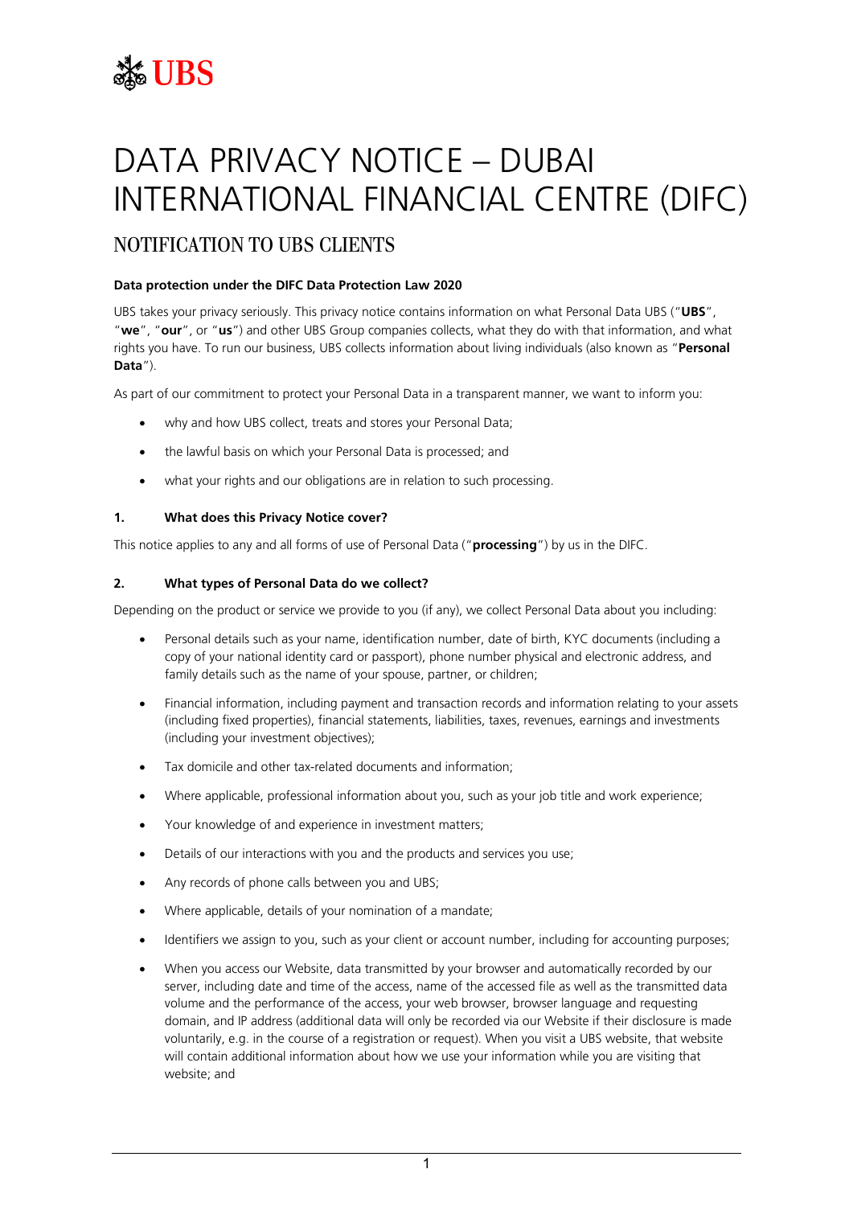UBS

# DATA PRIVACY NOTICE – DUBAI INTERNATIONAL FINANCIAL CENTRE (DIFC)

## NOTIFICATION TO UBS CLIENTS

**Data protection under the DIFC Data Protection Law 2020**

UBS takes your privacy seriously. This privacy notice contains information on what Personal Data UBS ("**UBS**", "**we**", "**our**", or "**us**") and other UBS Group companies collects, what they do with that information, and what rights you have. To run our business, UBS collects information about living individuals (also known as "**Personal Data**").

As part of our commitment to protect your Personal Data in a transparent manner, we want to inform you:

- why and how UBS collect, treats and stores your Personal Data;
- the lawful basis on which your Personal Data is processed; and
- what your rights and our obligations are in relation to such processing.

### 1. What does this Privacy Notice cover?

This notice applies to any and all forms of use of Personal Data ("**processing**") by us in the DIFC.

### 2. What types of Personal Data do we collect?

Depending on the product or service we provide to you (if any), we collect Personal Data about you including:

- Personal details such as your name, identification number, date of birth, KYC documents (including a copy of your national identity card or passport), phone number physical and electronic address, and family details such as the name of your spouse, partner, or children;
- Financial information, including payment and transaction records and information relating to your assets (including fixed properties), financial statements, liabilities, taxes, revenues, earnings and investments (including your investment objectives);
- Tax domicile and other tax-related documents and information;
- Where applicable, professional information about you, such as your job title and work experience;
- Your knowledge of and experience in investment matters;
- Details of our interactions with you and the products and services you use;
- Any records of phone calls between you and UBS;
- Where applicable, details of your nomination of a mandate;
- Identifiers we assign to you, such as your client or account number, including for accounting purposes;
- When you access our Website, data transmitted by your browser and automatically recorded by our server, including date and time of the access, name of the accessed file as well as the transmitted data volume and the performance of the access, your web browser, browser language and requesting domain, and IP address (additional data will only be recorded via our Website if their disclosure is made voluntarily, e.g. in the course of a registration or request). When you visit a UBS website, that website will contain additional information about how we use your information while you are visiting that website; and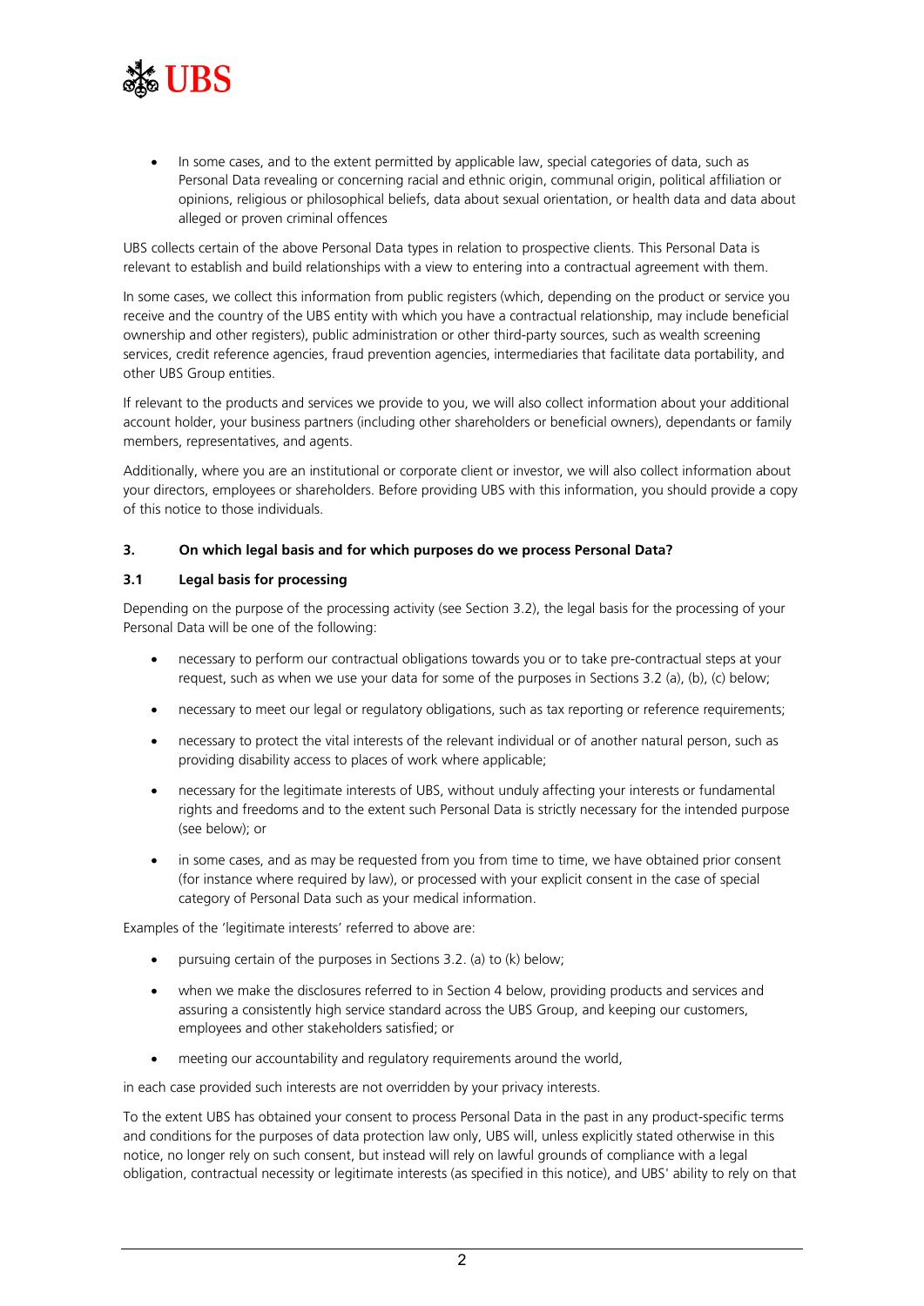- In some cases, and to the extent permitted by applicable law, special categories of data, such as Personal Data revealing or concerning racial and ethnic origin, communal origin, political affiliation or opinions, religious or philosophical beliefs, data about sexual orientation, or health data and data about alleged or proven criminal offences

UBS collects certain of the above Personal Data types in relation to prospective clients. This Personal Data is relevant to establish and build relationships with a view to entering into a contractual agreement with them.

In some cases, we collect this information from public registers (which, depending on the product or service you receive and the country of the UBS entity with which you have a contractual relationship, may include beneficial ownership and other registers), public administration or other third-party sources, such as wealth screening services, credit reference agencies, fraud prevention agencies, intermediaries that facilitate data portability, and other UBS Group entities.

If relevant to the products and services we provide to you, we will also collect information about your additional account holder, your business partners (including other shareholders or beneficial owners), dependants or family members, representatives, and agents.

Additionally, where you are an institutional or corporate client or investor, we will also collect information about your directors, employees or shareholders. Before providing UBS with this information, you should provide a copy of this notice to those individuals.

## 3. On which legal basis and for which purposes do we process Personal Data?

### 3.1 Legal basis for processing

Depending on the purpose of the processing activity (see Section 3.2), the legal basis for the processing of your Personal Data will be one of the following:

- necessary to perform our contractual obligations towards you or to take pre-contractual steps at your request, such as when we use your data for some of the purposes in Sections 3.2 (a), (b), (c) below;
- necessary to meet our legal or regulatory obligations, such as tax reporting or reference requirements;
- necessary to protect the vital interests of the relevant individual or of another natural person, such as providing disability access to places of work where applicable;
- necessary for the legitimate interests of UBS, without unduly affecting your interests or fundamental rights and freedoms and to the extent such Personal Data is strictly necessary for the intended purpose (see below); or
- in some cases, and as may be requested from you from time to time, we have obtained prior consent (for instance where required by law), or processed with your explicit consent in the case of special category of Personal Data such as your medical information.

Examples of the 'legitimate interests' referred to above are:

- pursuing certain of the purposes in Sections 3.2. (a) to (k) below;
- when we make the disclosures referred to in Section 4 below, providing products and services and assuring a consistently high service standard across the UBS Group, and keeping our customers, employees and other stakeholders satisfied; or
- meeting our accountability and regulatory requirements around the world,

in each case provided such interests are not overridden by your privacy interests.

To the extent UBS has obtained your consent to process Personal Data in the past in any product-specific terms and conditions for the purposes of data protection law only, UBS will, unless explicitly stated otherwise in this notice, no longer rely on such consent, but instead will rely on lawful grounds of compliance with a legal obligation, contractual necessity or legitimate interests (as specified in this notice), and UBS' ability to rely on that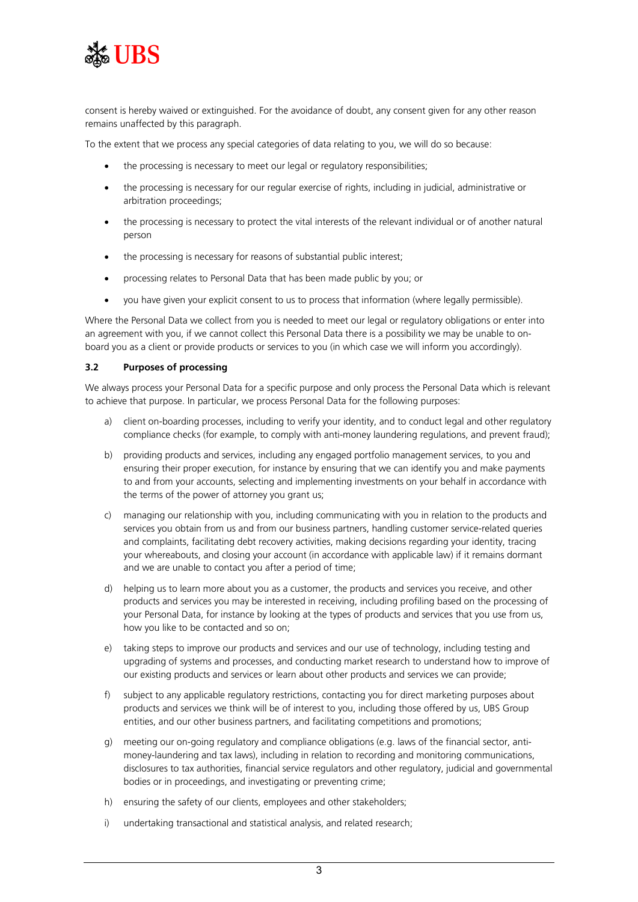consent is hereby waived or extinguished. For the avoidance of doubt, any consent given for any other reason remains unaffected by this paragraph.

To the extent that we process any special categories of data relating to you, we will do so because:

- the processing is necessary to meet our legal or regulatory responsibilities;
- the processing is necessary for our regular exercise of rights, including in judicial, administrative or arbitration proceedings;
- the processing is necessary to protect the vital interests of the relevant individual or of another natural person
- the processing is necessary for reasons of substantial public interest;
- processing relates to Personal Data that has been made public by you; or
- you have given your explicit consent to us to process that information (where legally permissible).

Where the Personal Data we collect from you is needed to meet our legal or regulatory obligations or enter into an agreement with you, if we cannot collect this Personal Data there is a possibility we may be unable to on-board you as a client or provide products or services to you (in which case we will inform you accordingly).

### 3.2 Purposes of processing

We always process your Personal Data for a specific purpose and only process the Personal Data which is relevant to achieve that purpose. In particular, we process Personal Data for the following purposes:

a) client on-boarding processes, including to verify your identity, and to conduct legal and other regulatory compliance checks (for example, to comply with anti-money laundering regulations, and prevent fraud);

b) providing products and services, including any engaged portfolio management services, to you and ensuring their proper execution, for instance by ensuring that we can identify you and make payments to and from your accounts, selecting and implementing investments on your behalf in accordance with the terms of the power of attorney you grant us;

c) managing our relationship with you, including communicating with you in relation to the products and services you obtain from us and from our business partners, handling customer service-related queries and complaints, facilitating debt recovery activities, making decisions regarding your identity, tracing your whereabouts, and closing your account (in accordance with applicable law) if it remains dormant and we are unable to contact you after a period of time;

d) helping us to learn more about you as a customer, the products and services you receive, and other products and services you may be interested in receiving, including profiling based on the processing of your Personal Data, for instance by looking at the types of products and services that you use from us, how you like to be contacted and so on;

e) taking steps to improve our products and services and our use of technology, including testing and upgrading of systems and processes, and conducting market research to understand how to improve of our existing products and services or learn about other products and services we can provide;

f) subject to any applicable regulatory restrictions, contacting you for direct marketing purposes about products and services we think will be of interest to you, including those offered by us, UBS Group entities, and our other business partners, and facilitating competitions and promotions;

g) meeting our on-going regulatory and compliance obligations (e.g. laws of the financial sector, anti-money-laundering and tax laws), including in relation to recording and monitoring communications, disclosures to tax authorities, financial service regulators and other regulatory, judicial and governmental bodies or in proceedings, and investigating or preventing crime;

h) ensuring the safety of our clients, employees and other stakeholders;

i) undertaking transactional and statistical analysis, and related research;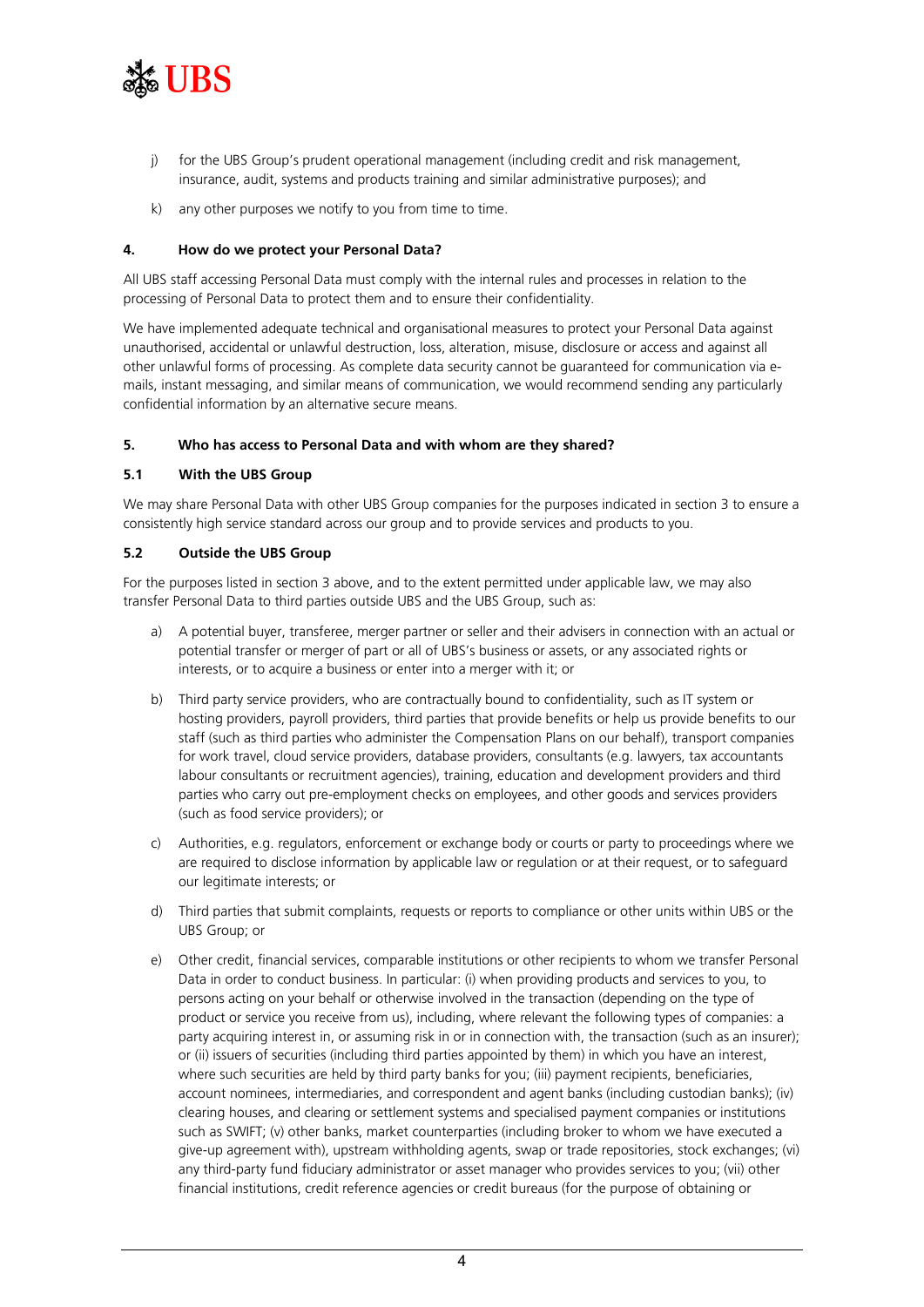j) for the UBS Group's prudent operational management (including credit and risk management, insurance, audit, systems and products training and similar administrative purposes); and

k) any other purposes we notify to you from time to time.

## 4. How do we protect your Personal Data?

All UBS staff accessing Personal Data must comply with the internal rules and processes in relation to the processing of Personal Data to protect them and to ensure their confidentiality.

We have implemented adequate technical and organisational measures to protect your Personal Data against unauthorised, accidental or unlawful destruction, loss, alteration, misuse, disclosure or access and against all other unlawful forms of processing. As complete data security cannot be guaranteed for communication via e-mails, instant messaging, and similar means of communication, we would recommend sending any particularly confidential information by an alternative secure means.

## 5. Who has access to Personal Data and with whom are they shared?

### 5.1 With the UBS Group

We may share Personal Data with other UBS Group companies for the purposes indicated in section 3 to ensure a consistently high service standard across our group and to provide services and products to you.

### 5.2 Outside the UBS Group

For the purposes listed in section 3 above, and to the extent permitted under applicable law, we may also transfer Personal Data to third parties outside UBS and the UBS Group, such as:

a) A potential buyer, transferee, merger partner or seller and their advisers in connection with an actual or potential transfer or merger of part or all of UBS's business or assets, or any associated rights or interests, or to acquire a business or enter into a merger with it; or

b) Third party service providers, who are contractually bound to confidentiality, such as IT system or hosting providers, payroll providers, third parties that provide benefits or help us provide benefits to our staff (such as third parties who administer the Compensation Plans on our behalf), transport companies for work travel, cloud service providers, database providers, consultants (e.g. lawyers, tax accountants labour consultants or recruitment agencies), training, education and development providers and third parties who carry out pre-employment checks on employees, and other goods and services providers (such as food service providers); or

c) Authorities, e.g. regulators, enforcement or exchange body or courts or party to proceedings where we are required to disclose information by applicable law or regulation or at their request, or to safeguard our legitimate interests; or

d) Third parties that submit complaints, requests or reports to compliance or other units within UBS or the UBS Group; or

e) Other credit, financial services, comparable institutions or other recipients to whom we transfer Personal Data in order to conduct business. In particular: (i) when providing products and services to you, to persons acting on your behalf or otherwise involved in the transaction (depending on the type of product or service you receive from us), including, where relevant the following types of companies: a party acquiring interest in, or assuming risk in or in connection with, the transaction (such as an insurer); or (ii) issuers of securities (including third parties appointed by them) in which you have an interest, where such securities are held by third party banks for you; (iii) payment recipients, beneficiaries, account nominees, intermediaries, and correspondent and agent banks (including custodian banks); (iv) clearing houses, and clearing or settlement systems and specialised payment companies or institutions such as SWIFT; (v) other banks, market counterparties (including broker to whom we have executed a give-up agreement with), upstream withholding agents, swap or trade repositories, stock exchanges; (vi) any third-party fund fiduciary administrator or asset manager who provides services to you; (vii) other financial institutions, credit reference agencies or credit bureaus (for the purpose of obtaining or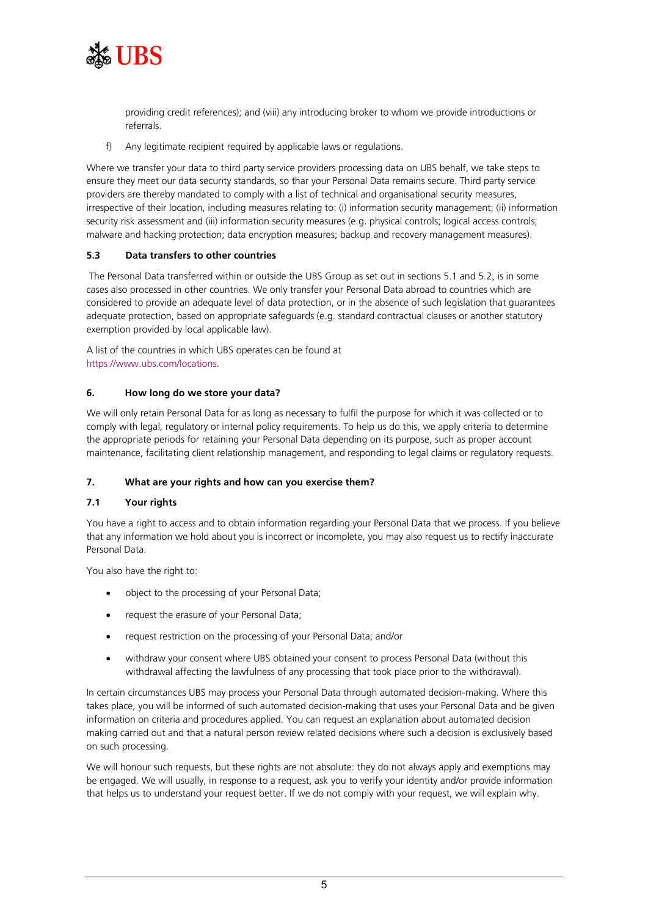providing credit references); and (viii) any introducing broker to whom we provide introductions or referrals.

f) Any legitimate recipient required by applicable laws or regulations.

Where we transfer your data to third party service providers processing data on UBS behalf, we take steps to ensure they meet our data security standards, so thar your Personal Data remains secure. Third party service providers are thereby mandated to comply with a list of technical and organisational security measures, irrespective of their location, including measures relating to: (i) information security management; (ii) information security risk assessment and (iii) information security measures (e.g. physical controls; logical access controls; malware and hacking protection; data encryption measures; backup and recovery management measures).

### 5.3 Data transfers to other countries

The Personal Data transferred within or outside the UBS Group as set out in sections 5.1 and 5.2, is in some cases also processed in other countries. We only transfer your Personal Data abroad to countries which are considered to provide an adequate level of data protection, or in the absence of such legislation that guarantees adequate protection, based on appropriate safeguards (e.g. standard contractual clauses or another statutory exemption provided by local applicable law).

A list of the countries in which UBS operates can be found at https://www.ubs.com/locations.

## 6. How long do we store your data?

We will only retain Personal Data for as long as necessary to fulfil the purpose for which it was collected or to comply with legal, regulatory or internal policy requirements. To help us do this, we apply criteria to determine the appropriate periods for retaining your Personal Data depending on its purpose, such as proper account maintenance, facilitating client relationship management, and responding to legal claims or regulatory requests.

## 7. What are your rights and how can you exercise them?

### 7.1 Your rights

You have a right to access and to obtain information regarding your Personal Data that we process. If you believe that any information we hold about you is incorrect or incomplete, you may also request us to rectify inaccurate Personal Data.

You also have the right to:

- object to the processing of your Personal Data;
- request the erasure of your Personal Data;
- request restriction on the processing of your Personal Data; and/or
- withdraw your consent where UBS obtained your consent to process Personal Data (without this withdrawal affecting the lawfulness of any processing that took place prior to the withdrawal).

In certain circumstances UBS may process your Personal Data through automated decision-making. Where this takes place, you will be informed of such automated decision-making that uses your Personal Data and be given information on criteria and procedures applied. You can request an explanation about automated decision making carried out and that a natural person review related decisions where such a decision is exclusively based on such processing.

We will honour such requests, but these rights are not absolute: they do not always apply and exemptions may be engaged. We will usually, in response to a request, ask you to verify your identity and/or provide information that helps us to understand your request better. If we do not comply with your request, we will explain why.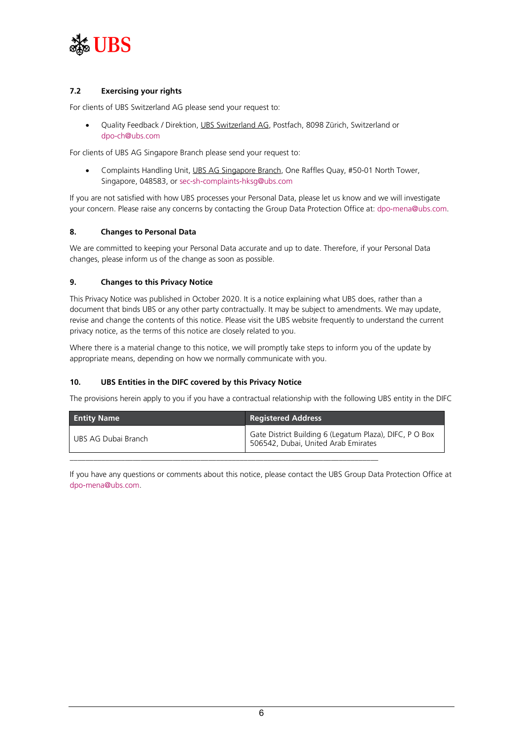### 7.2 Exercising your rights

For clients of UBS Switzerland AG please send your request to:

- Quality Feedback / Direktion, UBS Switzerland AG, Postfach, 8098 Zürich, Switzerland or dpo-ch@ubs.com

For clients of UBS AG Singapore Branch please send your request to:

- Complaints Handling Unit, UBS AG Singapore Branch, One Raffles Quay, #50-01 North Tower, Singapore, 048583, or sec-sh-complaints-hksg@ubs.com

If you are not satisfied with how UBS processes your Personal Data, please let us know and we will investigate your concern. Please raise any concerns by contacting the Group Data Protection Office at: dpo-mena@ubs.com.

## 8. Changes to Personal Data

We are committed to keeping your Personal Data accurate and up to date. Therefore, if your Personal Data changes, please inform us of the change as soon as possible.

## 9. Changes to this Privacy Notice

This Privacy Notice was published in October 2020. It is a notice explaining what UBS does, rather than a document that binds UBS or any other party contractually. It may be subject to amendments. We may update, revise and change the contents of this notice. Please visit the UBS website frequently to understand the current privacy notice, as the terms of this notice are closely related to you.

Where there is a material change to this notice, we will promptly take steps to inform you of the update by appropriate means, depending on how we normally communicate with you.

## 10. UBS Entities in the DIFC covered by this Privacy Notice

The provisions herein apply to you if you have a contractual relationship with the following UBS entity in the DIFC

| Entity Name | Registered Address |
| --- | --- |
| UBS AG Dubai Branch | Gate District Building 6 (Legatum Plaza), DIFC, P O Box 506542, Dubai, United Arab Emirates |

---

If you have any questions or comments about this notice, please contact the UBS Group Data Protection Office at dpo-mena@ubs.com.